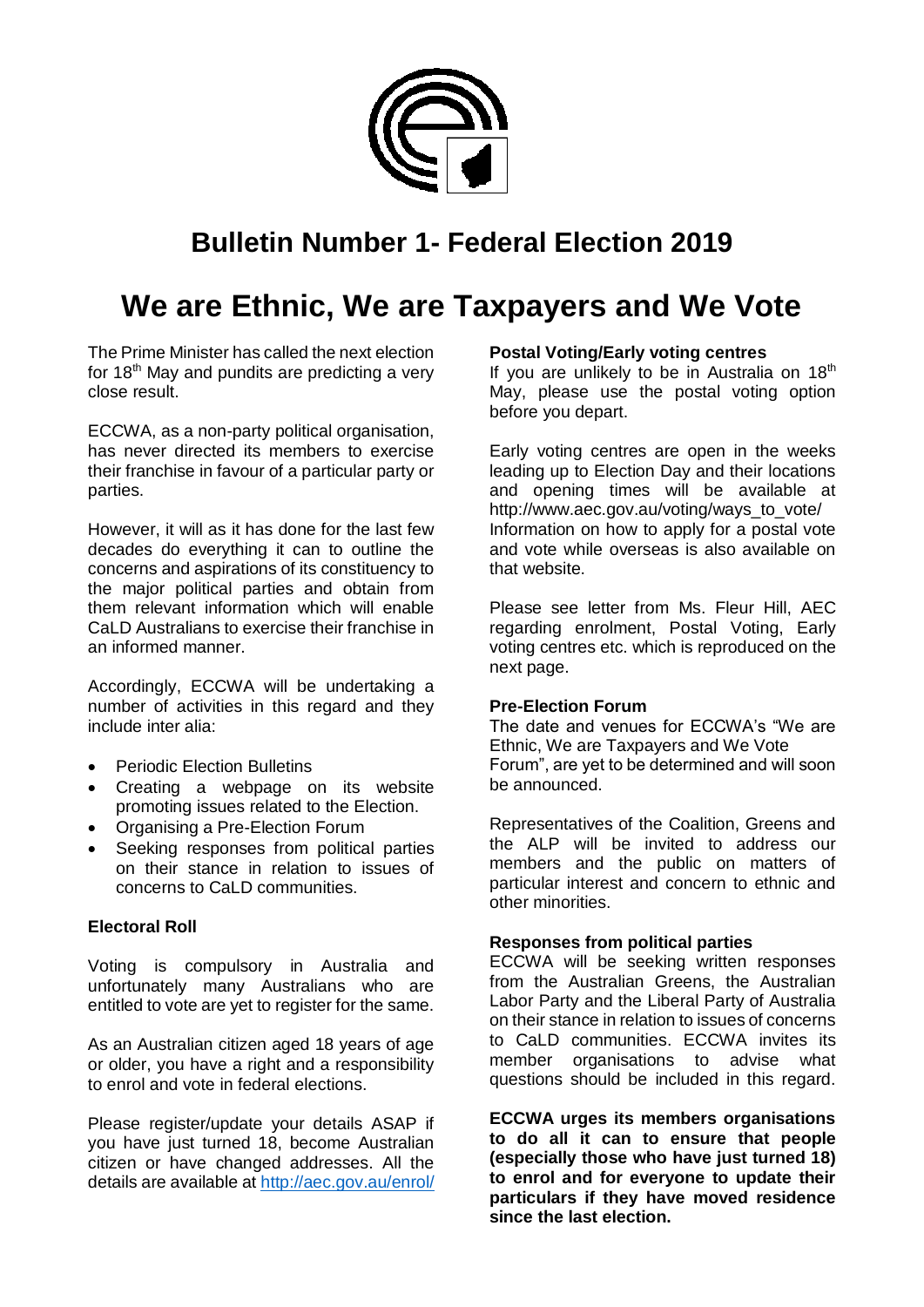# Bulletin Number 1- Federal Election 2019

# We are Ethnic, We are Taxpayers and We Vote

The Prime Minister has called the next election for 18th May and pundits are predicting a very close result.

ECCWA, as a non-party political organisation, has never directed its members to exercise their franchise in favour of a particular party or parties.

However, it will as it has done for the last few decades do everything it can to outline the concerns and aspirations of its constituency to the major political parties and obtain from them relevant information which will enable CaLD Australians to exercise their franchise in an informed manner.

Accordingly, ECCWA will be undertaking a number of activities in this regard and they include inter alia:

- Periodic Election Bulletins
- Creating a webpage on its website promoting issues related to the Election.
- Organising a Pre-Election Forum
- Seeking responses from political parties on their stance in relation to issues of concerns to CaLD communities.

**Electoral Roll**

Voting is compulsory in Australia and unfortunately many Australians who are entitled to vote are yet to register for the same.

As an Australian citizen aged 18 years of age or older, you have a right and a responsibility to enrol and vote in federal elections.

Please register/update your details ASAP if you have just turned 18, become Australian citizen or have changed addresses. All the details are available at http://aec.gov.au/enrol/

**Postal Voting/Early voting centres**

If you are unlikely to be in Australia on 18th May, please use the postal voting option before you depart.

Early voting centres are open in the weeks leading up to Election Day and their locations and opening times will be available at http://www.aec.gov.au/voting/ways_to_vote/ Information on how to apply for a postal vote and vote while overseas is also available on that website.

Please see letter from Ms. Fleur Hill, AEC regarding enrolment, Postal Voting, Early voting centres etc. which is reproduced on the next page.

**Pre-Election Forum**

The date and venues for ECCWA's "We are Ethnic, We are Taxpayers and We Vote Forum", are yet to be determined and will soon be announced.

Representatives of the Coalition, Greens and the ALP will be invited to address our members and the public on matters of particular interest and concern to ethnic and other minorities.

**Responses from political parties**

ECCWA will be seeking written responses from the Australian Greens, the Australian Labor Party and the Liberal Party of Australia on their stance in relation to issues of concerns to CaLD communities. ECCWA invites its member organisations to advise what questions should be included in this regard.

**ECCWA urges its members organisations to do all it can to ensure that people (especially those who have just turned 18) to enrol and for everyone to update their particulars if they have moved residence since the last election.**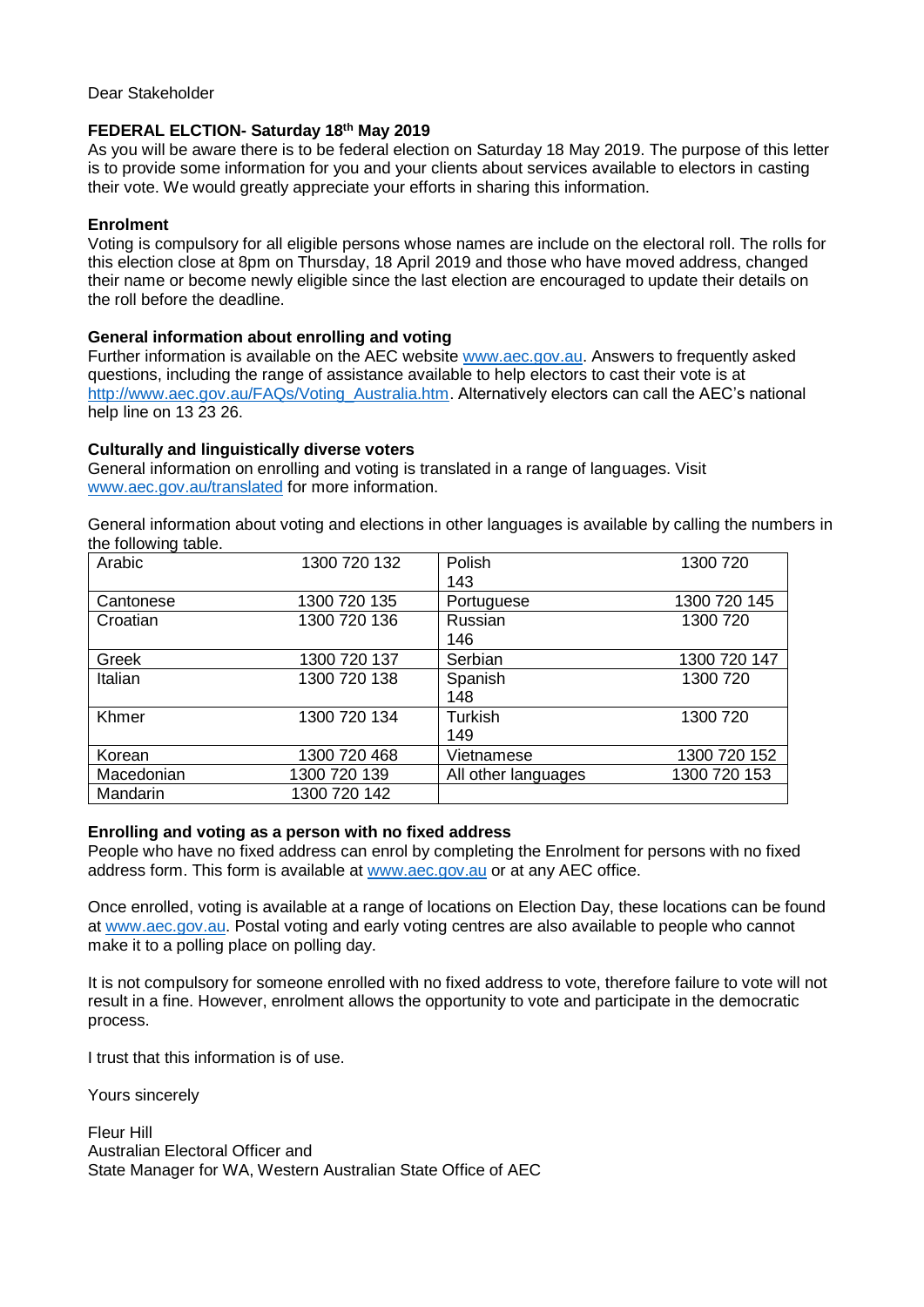Dear Stakeholder

**FEDERAL ELCTION- Saturday 18th May 2019**

As you will be aware there is to be federal election on Saturday 18 May 2019. The purpose of this letter is to provide some information for you and your clients about services available to electors in casting their vote. We would greatly appreciate your efforts in sharing this information.

**Enrolment**

Voting is compulsory for all eligible persons whose names are include on the electoral roll. The rolls for this election close at 8pm on Thursday, 18 April 2019 and those who have moved address, changed their name or become newly eligible since the last election are encouraged to update their details on the roll before the deadline.

**General information about enrolling and voting**

Further information is available on the AEC website www.aec.gov.au. Answers to frequently asked questions, including the range of assistance available to help electors to cast their vote is at http://www.aec.gov.au/FAQs/Voting_Australia.htm. Alternatively electors can call the AEC's national help line on 13 23 26.

**Culturally and linguistically diverse voters**

General information on enrolling and voting is translated in a range of languages. Visit www.aec.gov.au/translated for more information.

General information about voting and elections in other languages is available by calling the numbers in the following table.

| | | | |
|---|---|---|---|
| Arabic | 1300 720 132 | Polish | 1300 720 143 |
| Cantonese | 1300 720 135 | Portuguese | 1300 720 145 |
| Croatian | 1300 720 136 | Russian | 1300 720 146 |
| Greek | 1300 720 137 | Serbian | 1300 720 147 |
| Italian | 1300 720 138 | Spanish | 1300 720 148 |
| Khmer | 1300 720 134 | Turkish | 1300 720 149 |
| Korean | 1300 720 468 | Vietnamese | 1300 720 152 |
| Macedonian | 1300 720 139 | All other languages | 1300 720 153 |
| Mandarin | 1300 720 142 | | |

**Enrolling and voting as a person with no fixed address**

People who have no fixed address can enrol by completing the Enrolment for persons with no fixed address form. This form is available at www.aec.gov.au or at any AEC office.

Once enrolled, voting is available at a range of locations on Election Day, these locations can be found at www.aec.gov.au. Postal voting and early voting centres are also available to people who cannot make it to a polling place on polling day.

It is not compulsory for someone enrolled with no fixed address to vote, therefore failure to vote will not result in a fine. However, enrolment allows the opportunity to vote and participate in the democratic process.

I trust that this information is of use.

Yours sincerely

Fleur Hill
Australian Electoral Officer and
State Manager for WA, Western Australian State Office of AEC